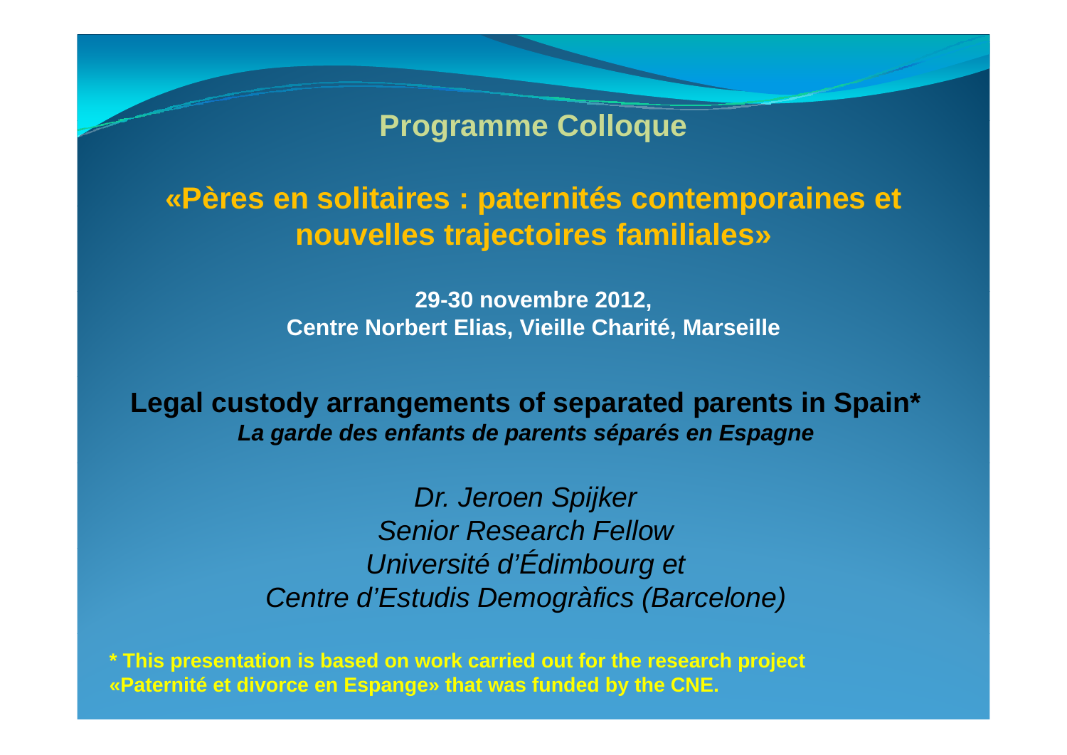# Programme Colloque

## «Pères en solitaires : paternités contemporaines et nouvelles trajectoires familiales»

**29-30 novembre 2012,**
**Centre Norbert Elias, Vieille Charité, Marseille**

## Legal custody arrangements of separated parents in Spain*

***La garde des enfants de parents séparés en Espagne***

*Dr. Jeroen Spijker*
*Senior Research Fellow*
*Université d'Édimbourg et*
*Centre d'Estudis Demogràfics (Barcelone)*

**\* This presentation is based on work carried out for the research project «Paternité et divorce en Espange» that was funded by the CNE.**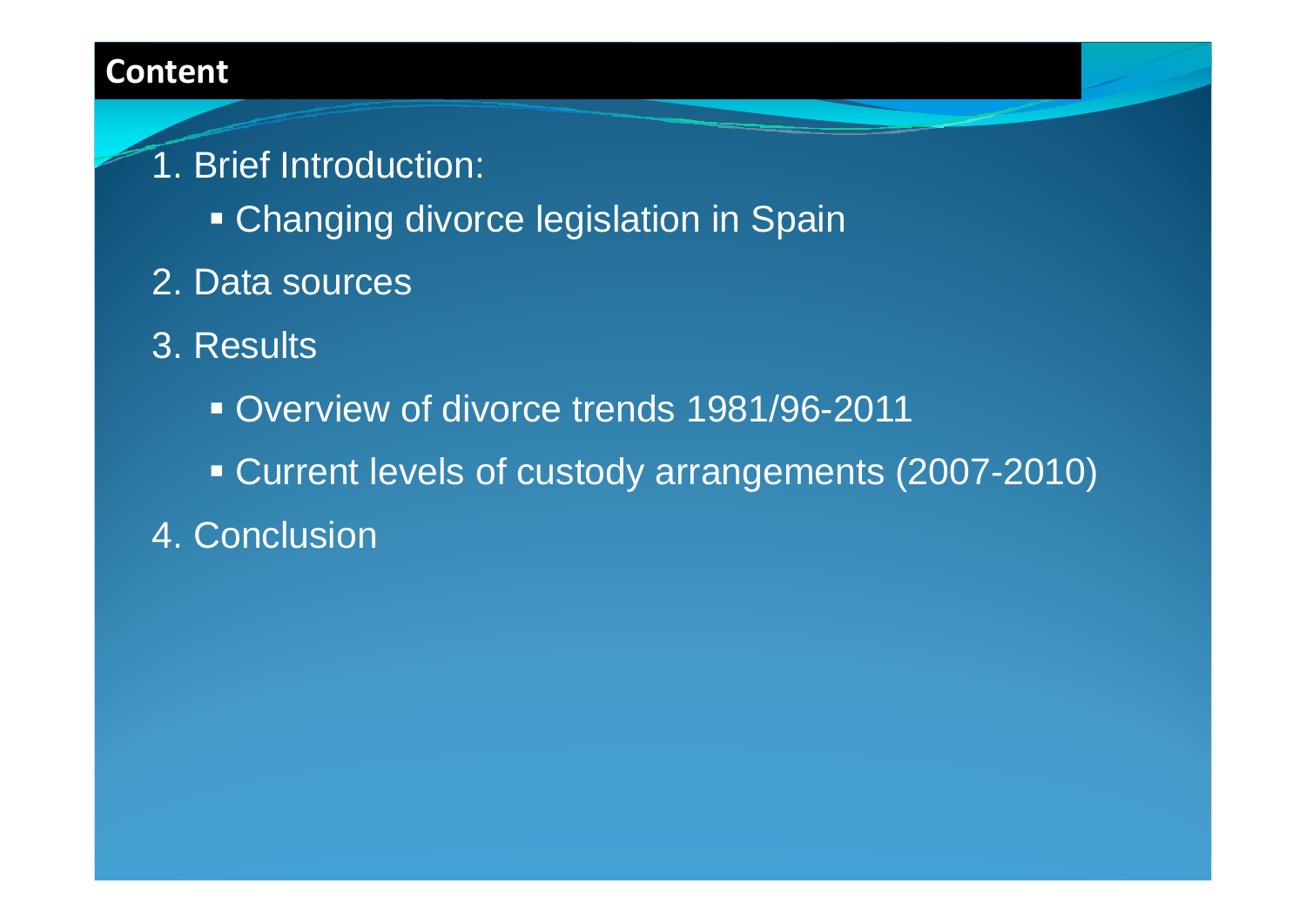## Content

1. Brief Introduction:
   - Changing divorce legislation in Spain
2. Data sources
3. Results
   - Overview of divorce trends 1981/96-2011
   - Current levels of custody arrangements (2007-2010)
4. Conclusion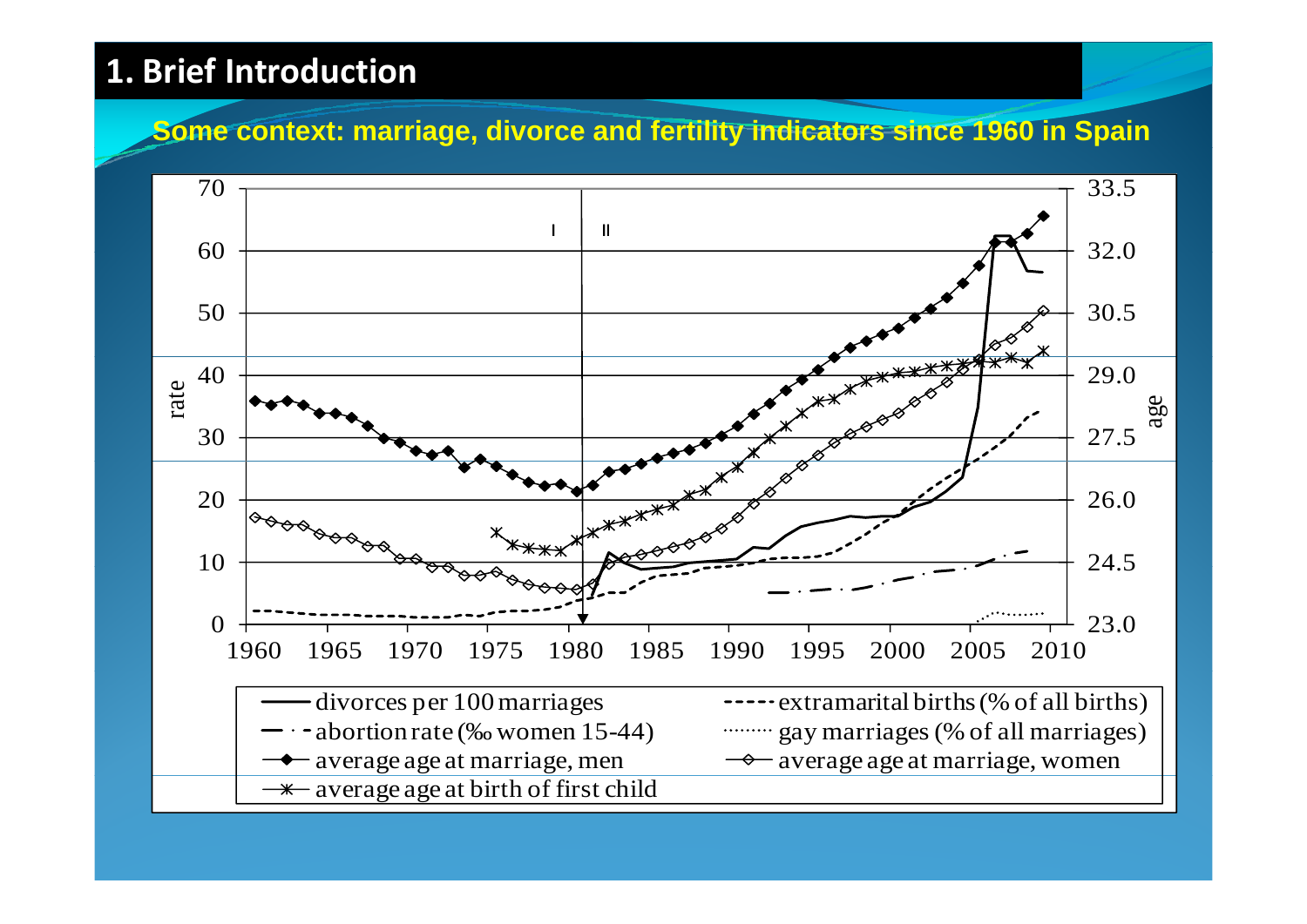# 1. Brief Introduction

**Some context: marriage, divorce and fertility indicators since 1960 in Spain**

rate | age

70, 60, 50, 40, 30, 20, 10, 0 | 33.5, 32.0, 30.5, 29.0, 27.5, 26.0, 24.5, 23.0

I | II

1960 1965 1970 1975 1980 1985 1990 1995 2000 2005 2010

- divorces per 100 marriages
- extramarital births (% of all births)
- abortion rate (‰ women 15-44)
- gay marriages (% of all marriages)
- average age at marriage, men
- average age at marriage, women
- average age at birth of first child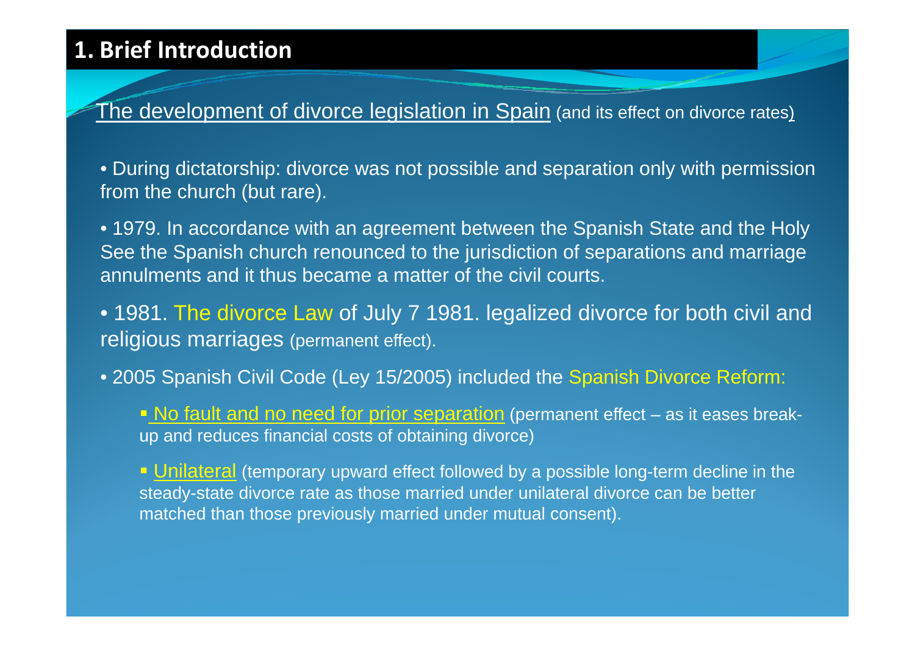# 1. Brief Introduction

The development of divorce legislation in Spain (and its effect on divorce rates)

- During dictatorship: divorce was not possible and separation only with permission from the church (but rare).
- 1979. In accordance with an agreement between the Spanish State and the Holy See the Spanish church renounced to the jurisdiction of separations and marriage annulments and it thus became a matter of the civil courts.
- 1981. The divorce Law of July 7 1981. legalized divorce for both civil and religious marriages (permanent effect).
- 2005 Spanish Civil Code (Ley 15/2005) included the Spanish Divorce Reform:
  - No fault and no need for prior separation (permanent effect – as it eases break-up and reduces financial costs of obtaining divorce)
  - Unilateral (temporary upward effect followed by a possible long-term decline in the steady-state divorce rate as those married under unilateral divorce can be better matched than those previously married under mutual consent).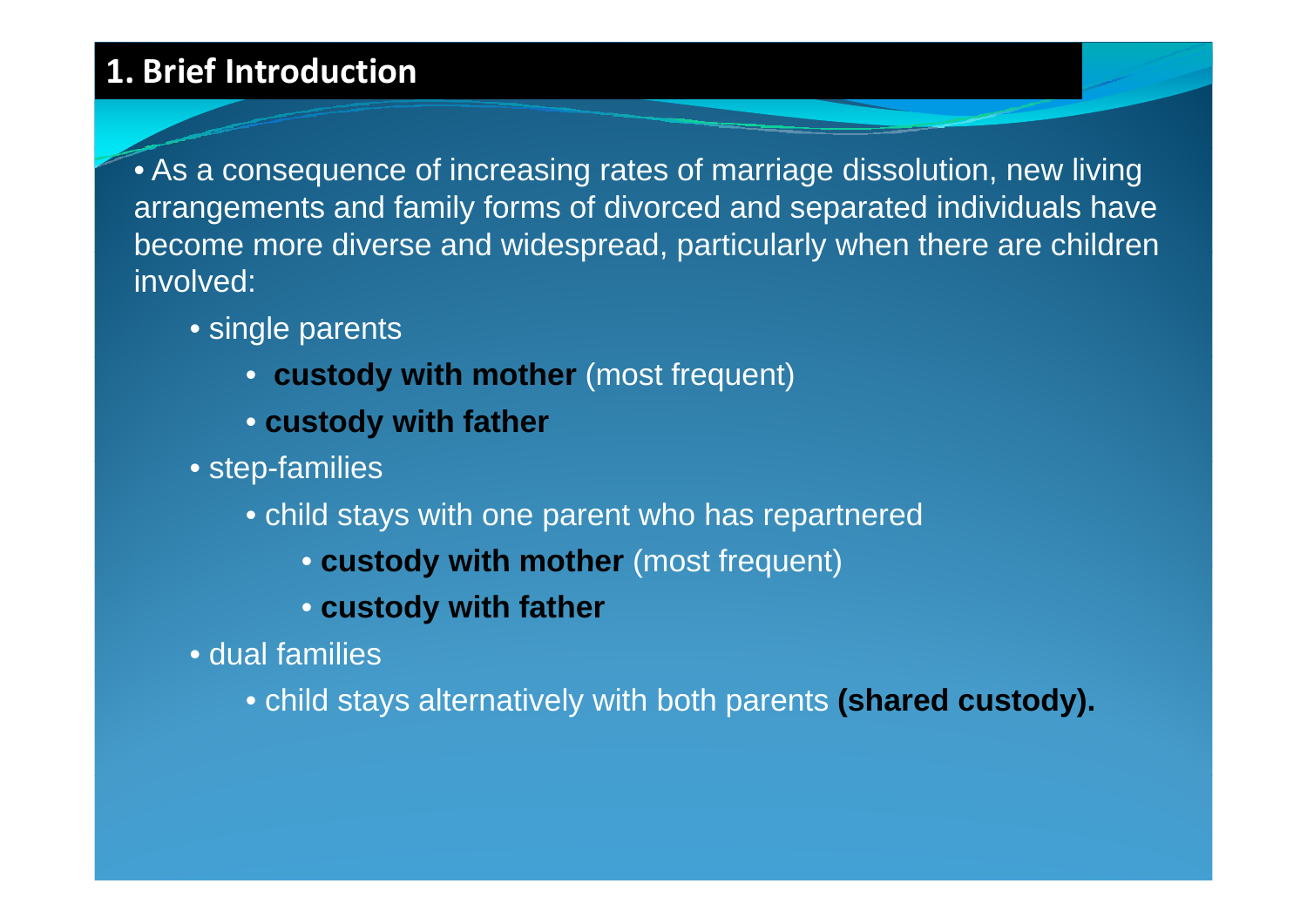# 1. Brief Introduction

- As a consequence of increasing rates of marriage dissolution, new living arrangements and family forms of divorced and separated individuals have become more diverse and widespread, particularly when there are children involved:
  - single parents
    - **custody with mother** (most frequent)
    - **custody with father**
  - step-families
    - child stays with one parent who has repartnered
      - **custody with mother** (most frequent)
      - **custody with father**
  - dual families
    - child stays alternatively with both parents **(shared custody).**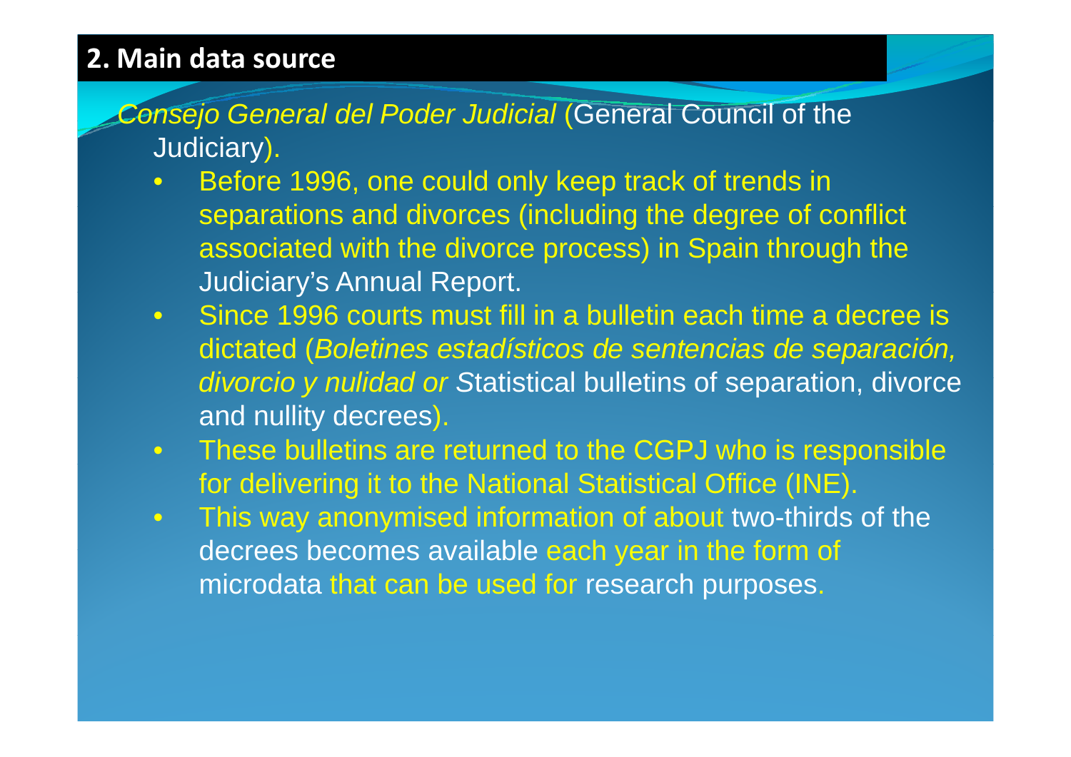## 2. Main data source

*Consejo General del Poder Judicial* (General Council of the Judiciary).

- Before 1996, one could only keep track of trends in separations and divorces (including the degree of conflict associated with the divorce process) in Spain through the Judiciary's Annual Report.
- Since 1996 courts must fill in a bulletin each time a decree is dictated (*Boletines estadísticos de sentencias de separación, divorcio y nulidad or S*tatistical bulletins of separation, divorce and nullity decrees).
- These bulletins are returned to the CGPJ who is responsible for delivering it to the National Statistical Office (INE).
- This way anonymised information of about two-thirds of the decrees becomes available each year in the form of microdata that can be used for research purposes.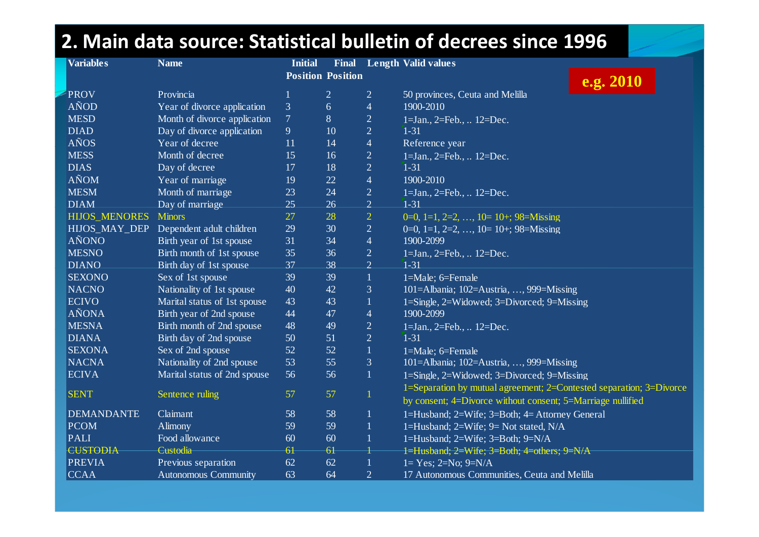## 2. Main data source: Statistical bulletin of decrees since 1996

**e.g. 2010**

| Variables | Name | Initial Position | Final Position | Length | Valid values |
|---|---|---|---|---|---|
| PROV | Provincia | 1 | 2 | 2 | 50 provinces, Ceuta and Melilla |
| AÑOD | Year of divorce application | 3 | 6 | 4 | 1900-2010 |
| MESD | Month of divorce application | 7 | 8 | 2 | 1=Jan., 2=Feb., .. 12=Dec. |
| DIAD | Day of divorce application | 9 | 10 | 2 | 1-31 |
| AÑOS | Year of decree | 11 | 14 | 4 | Reference year |
| MESS | Month of decree | 15 | 16 | 2 | 1=Jan., 2=Feb., .. 12=Dec. |
| DIAS | Day of decree | 17 | 18 | 2 | 1-31 |
| AÑOM | Year of marriage | 19 | 22 | 4 | 1900-2010 |
| MESM | Month of marriage | 23 | 24 | 2 | 1=Jan., 2=Feb., .. 12=Dec. |
| DIAM | Day of marriage | 25 | 26 | 2 | 1-31 |
| HIJOS_MENORES | Minors | 27 | 28 | 2 | 0=0, 1=1, 2=2, …, 10= 10+; 98=Missing |
| HIJOS_MAY_DEP | Dependent adult children | 29 | 30 | 2 | 0=0, 1=1, 2=2, …, 10= 10+; 98=Missing |
| AÑONO | Birth year of 1st spouse | 31 | 34 | 4 | 1900-2099 |
| MESNO | Birth month of 1st spouse | 35 | 36 | 2 | 1=Jan., 2=Feb., .. 12=Dec. |
| DIANO | Birth day of 1st spouse | 37 | 38 | 2 | 1-31 |
| SEXONO | Sex of 1st spouse | 39 | 39 | 1 | 1=Male; 6=Female |
| NACNO | Nationality of 1st spouse | 40 | 42 | 3 | 101=Albania; 102=Austria, …, 999=Missing |
| ECIVO | Marital status of 1st spouse | 43 | 43 | 1 | 1=Single, 2=Widowed; 3=Divorced; 9=Missing |
| AÑONA | Birth year of 2nd spouse | 44 | 47 | 4 | 1900-2099 |
| MESNA | Birth month of 2nd spouse | 48 | 49 | 2 | 1=Jan., 2=Feb., .. 12=Dec. |
| DIANA | Birth day of 2nd spouse | 50 | 51 | 2 | 1-31 |
| SEXONA | Sex of 2nd spouse | 52 | 52 | 1 | 1=Male; 6=Female |
| NACNA | Nationality of 2nd spouse | 53 | 55 | 3 | 101=Albania; 102=Austria, …, 999=Missing |
| ECIVA | Marital status of 2nd spouse | 56 | 56 | 1 | 1=Single, 2=Widowed; 3=Divorced; 9=Missing |
| SENT | Sentence ruling | 57 | 57 | 1 | 1=Separation by mutual agreement; 2=Contested separation; 3=Divorce by consent; 4=Divorce without consent; 5=Marriage nullified |
| DEMANDANTE | Claimant | 58 | 58 | 1 | 1=Husband; 2=Wife; 3=Both; 4= Attorney General |
| PCOM | Alimony | 59 | 59 | 1 | 1=Husband; 2=Wife; 9= Not stated, N/A |
| PALI | Food allowance | 60 | 60 | 1 | 1=Husband; 2=Wife; 3=Both; 9=N/A |
| CUSTODIA | Custodia | 61 | 61 | 1 | 1=Husband; 2=Wife; 3=Both; 4=others; 9=N/A |
| PREVIA | Previous separation | 62 | 62 | 1 | 1= Yes; 2=No; 9=N/A |
| CCAA | Autonomous Community | 63 | 64 | 2 | 17 Autonomous Communities, Ceuta and Melilla |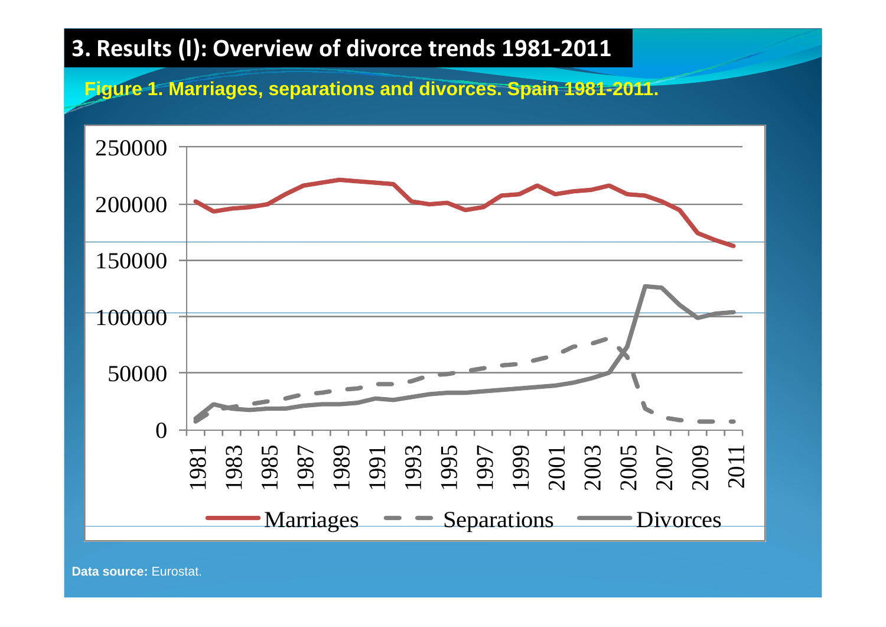## 3. Results (I): Overview of divorce trends 1981-2011

**Figure 1. Marriages, separations and divorces. Spain 1981-2011.**

**Data source:** Eurostat.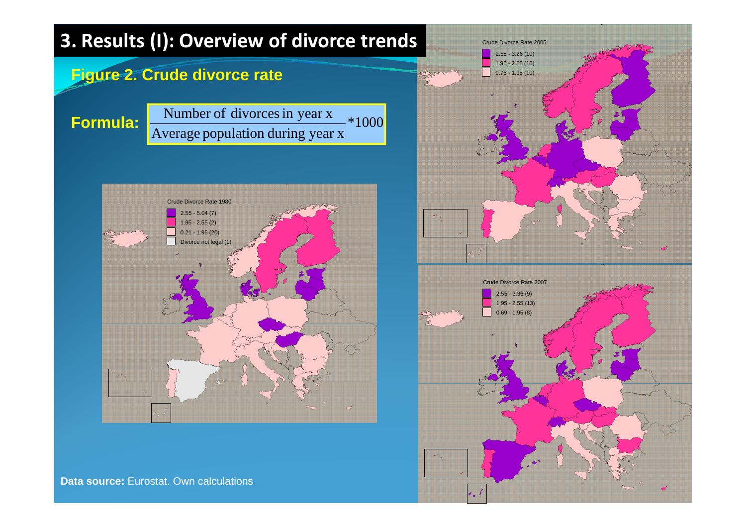# 3. Results (I): Overview of divorce trends

## Figure 2. Crude divorce rate

**Formula:** $$\frac{\text{Number of divorces in year x}}{\text{Average population during year x}} *1000$$

Crude Divorce Rate 1980

- 2.55 - 5.04 (7)
- 1.95 - 2.55 (2)
- 0.21 - 1.95 (20)
- Divorce not legal (1)

Crude Divorce Rate 2005

- 2.55 - 3.26 (10)
- 1.95 - 2.55 (10)
- 0.76 - 1.95 (10)

Crude Divorce Rate 2007

- 2.55 - 3.36 (9)
- 1.95 - 2.55 (13)
- 0.69 - 1.95 (8)

**Data source:** Eurostat. Own calculations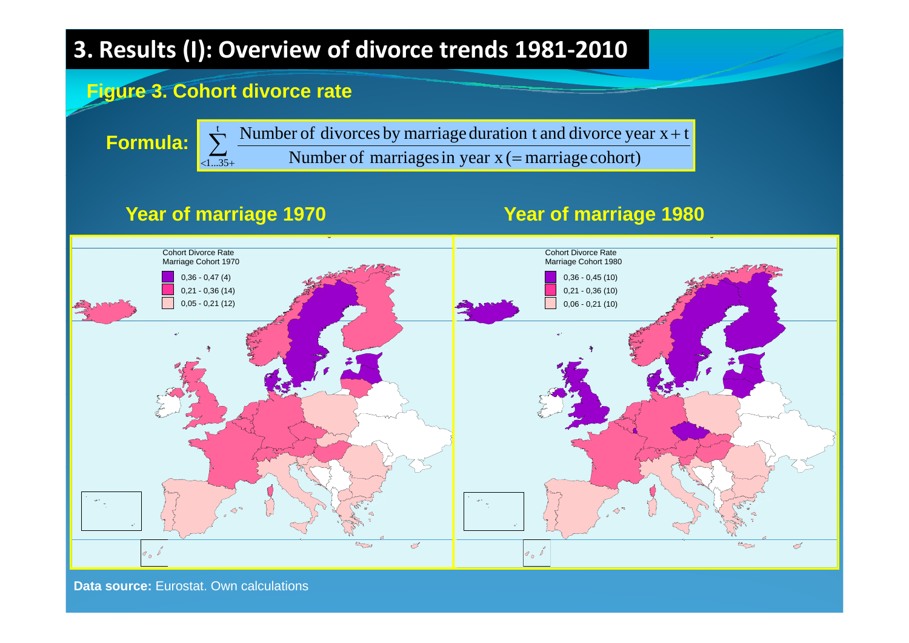# 3. Results (I): Overview of divorce trends 1981-2010

## Figure 3. Cohort divorce rate

**Formula:**

$$\sum_{<1...35+}^{t} \frac{\text{Number of divorces by marriage duration t and divorce year } x+t}{\text{Number of marriages in year } x \text{ (= marriage cohort)}}$$

### Year of marriage 1970

Cohort Divorce Rate
Marriage Cohort 1970

- 0,36 - 0,47 (4)
- 0,21 - 0,36 (14)
- 0,05 - 0,21 (12)

### Year of marriage 1980

Cohort Divorce Rate
Marriage Cohort 1980

- 0,36 - 0,45 (10)
- 0,21 - 0,36 (10)
- 0,06 - 0,21 (10)

**Data source:** Eurostat. Own calculations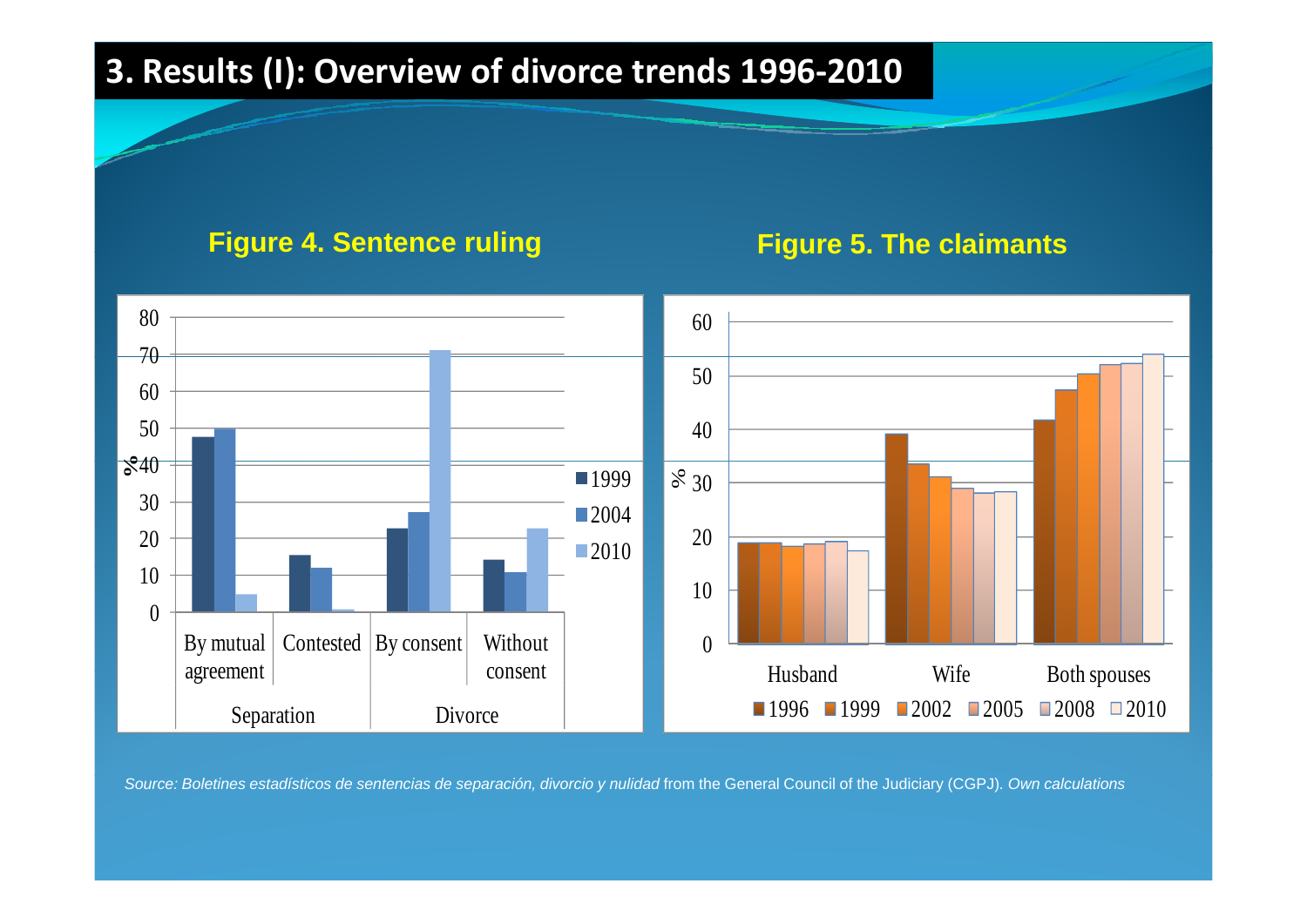# 3. Results (I): Overview of divorce trends 1996-2010

**Figure 4. Sentence ruling**

**Figure 5. The claimants**

*Source: Boletines estadísticos de sentencias de separación, divorcio y nulidad* from the General Council of the Judiciary (CGPJ). *Own calculations*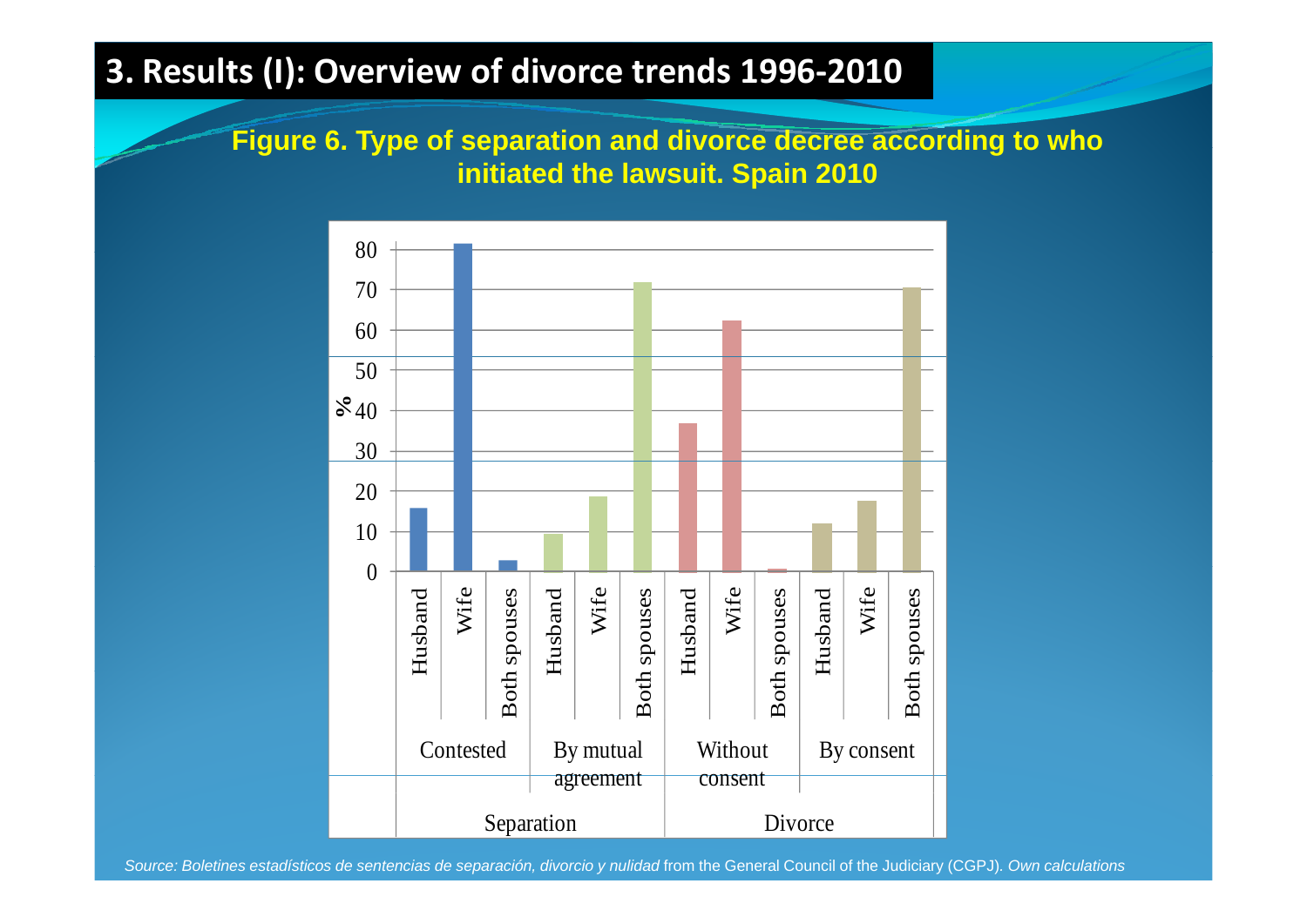# 3. Results (I): Overview of divorce trends 1996-2010

**Figure 6. Type of separation and divorce decree according to who initiated the lawsuit. Spain 2010**

| | | Husband | Wife | Both spouses |
|---|---|---|---|---|
| Separation | Contested | 16 | 81 | 3 |
| Separation | By mutual agreement | 9 | 19 | 72 |
| Divorce | Without consent | 37 | 62 | 1 |
| Divorce | By consent | 12 | 18 | 70 |

*Source: Boletines estadísticos de sentencias de separación, divorcio y nulidad* from the General Council of the Judiciary (CGPJ). *Own calculations*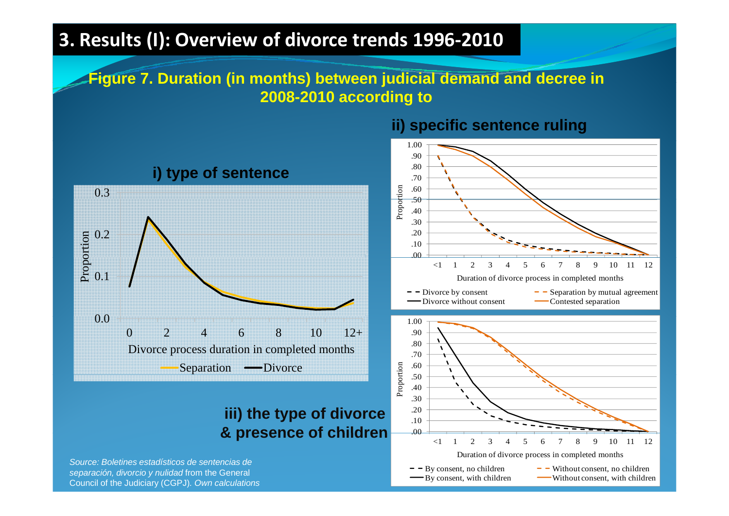# 3. Results (I): Overview of divorce trends 1996-2010

**Figure 7. Duration (in months) between judicial demand and decree in 2008-2010 according to**

### i) type of sentence

Proportion

Divorce process duration in completed months

Separation — Divorce

### ii) specific sentence ruling

Proportion

Duration of divorce process in completed months

Divorce by consent — Separation by mutual agreement — Divorce without consent — Contested separation

### iii) the type of divorce & presence of children

Proportion

Duration of divorce process in completed months

By consent, no children — Without consent, no children — By consent, with children — Without consent, with children

*Source: Boletines estadísticos de sentencias de separación, divorcio y nulidad* from the General Council of the Judiciary (CGPJ). *Own calculations*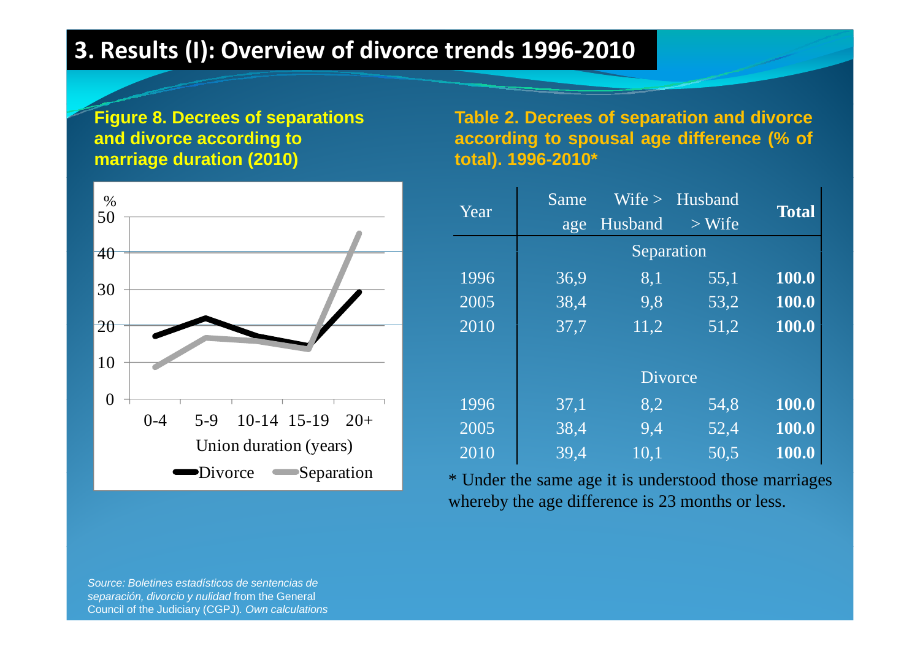# 3. Results (I): Overview of divorce trends 1996-2010

**Figure 8. Decrees of separations and divorce according to marriage duration (2010)**

%

50

40

30

20

10

0

0-4 5-9 10-14 15-19 20+

Union duration (years)

Divorce Separation

**Table 2. Decrees of separation and divorce according to spousal age difference (% of total). 1996-2010***

| Year | Same age | Wife > Husband | Husband > Wife | **Total** |
|---|---|---|---|---|
| | | Separation | | |
| 1996 | 36,9 | 8,1 | 55,1 | **100.0** |
| 2005 | 38,4 | 9,8 | 53,2 | **100.0** |
| 2010 | 37,7 | 11,2 | 51,2 | **100.0** |
| | | Divorce | | |
| 1996 | 37,1 | 8,2 | 54,8 | **100.0** |
| 2005 | 38,4 | 9,4 | 52,4 | **100.0** |
| 2010 | 39,4 | 10,1 | 50,5 | **100.0** |

* Under the same age it is understood those marriages whereby the age difference is 23 months or less.

*Source: Boletines estadísticos de sentencias de separación, divorcio y nulidad* from the General Council of the Judiciary (CGPJ). *Own calculations*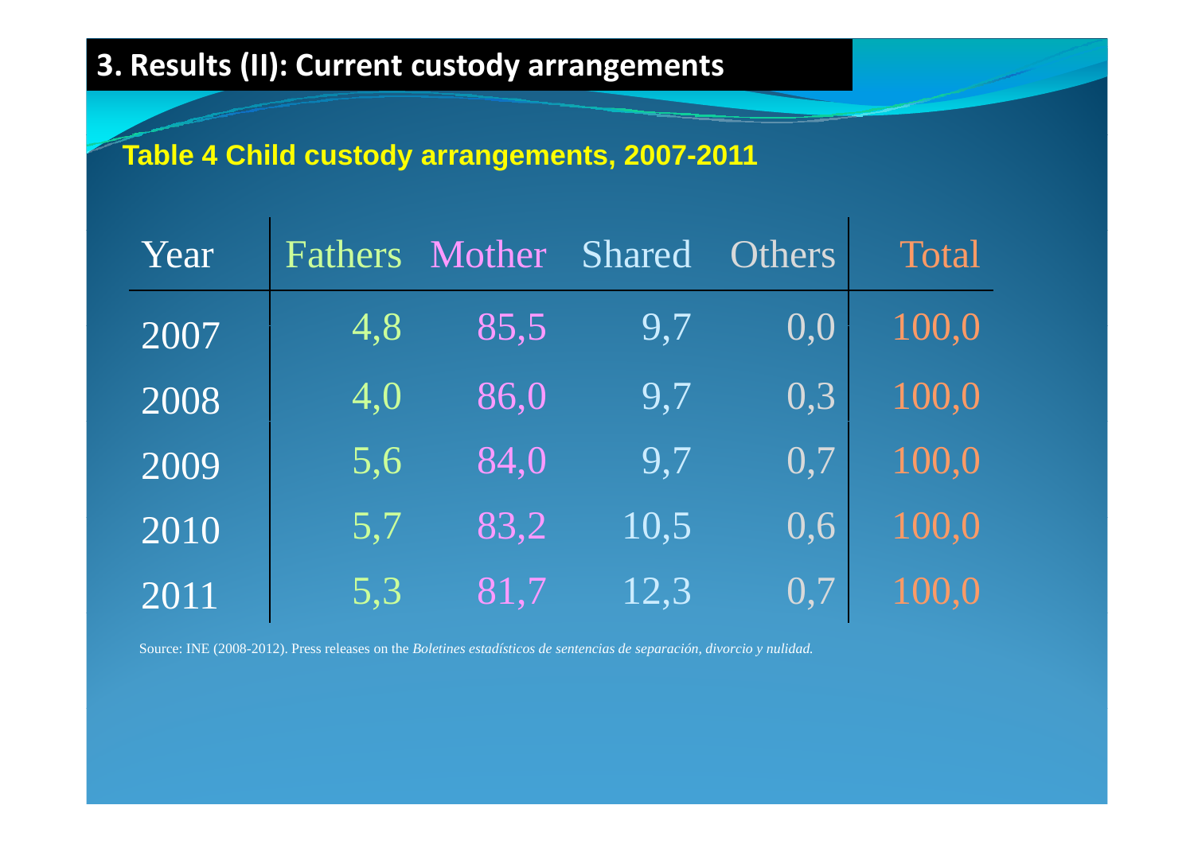## 3. Results (II): Current custody arrangements

**Table 4 Child custody arrangements, 2007-2011**

| Year | Fathers | Mother | Shared | Others | Total |
|---|---|---|---|---|---|
| 2007 | 4,8 | 85,5 | 9,7 | 0,0 | 100,0 |
| 2008 | 4,0 | 86,0 | 9,7 | 0,3 | 100,0 |
| 2009 | 5,6 | 84,0 | 9,7 | 0,7 | 100,0 |
| 2010 | 5,7 | 83,2 | 10,5 | 0,6 | 100,0 |
| 2011 | 5,3 | 81,7 | 12,3 | 0,7 | 100,0 |

Source: INE (2008-2012). Press releases on the *Boletines estadísticos de sentencias de separación, divorcio y nulidad.*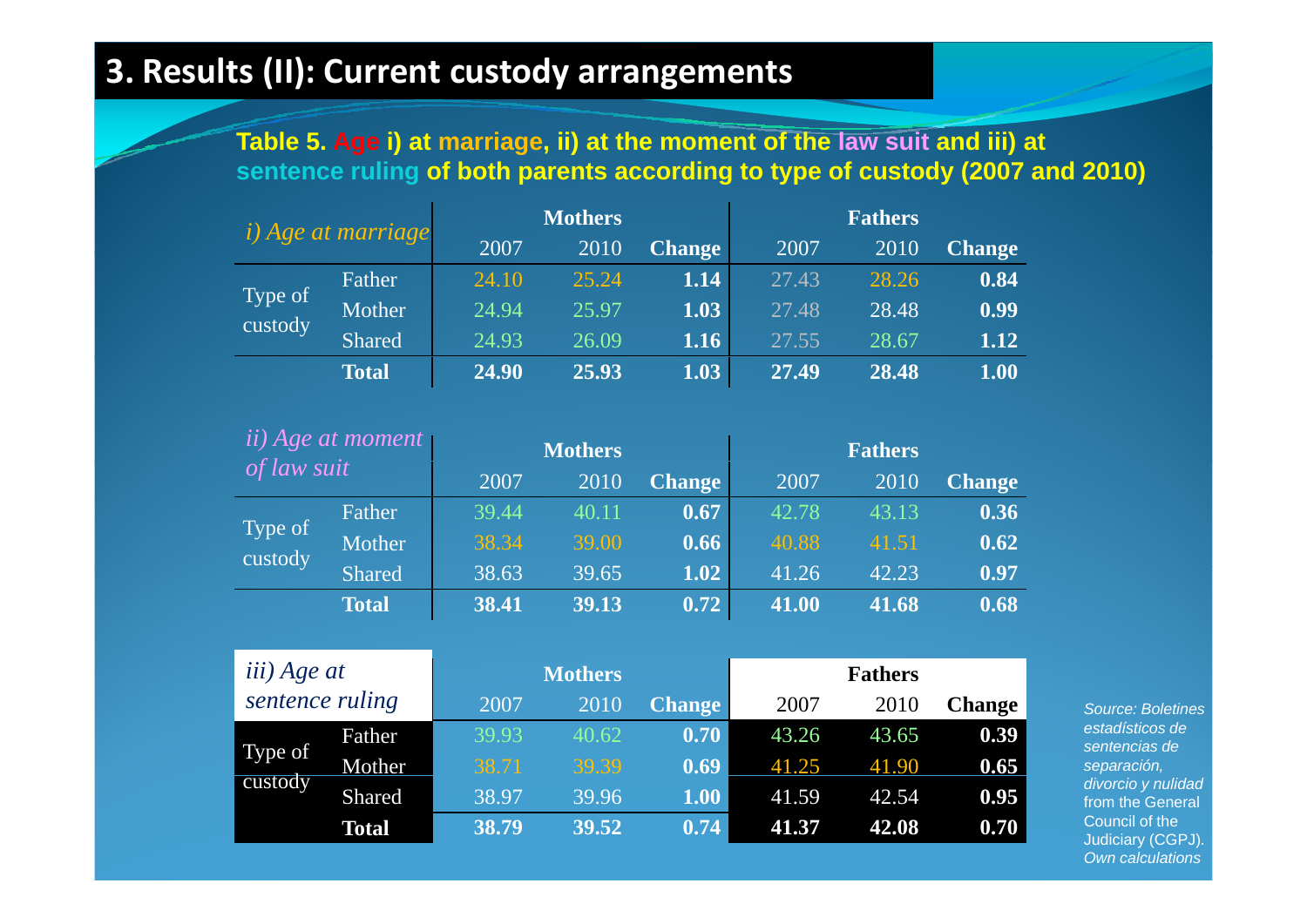# 3. Results (II): Current custody arrangements

**Table 5. Age i) at marriage, ii) at the moment of the law suit and iii) at sentence ruling of both parents according to type of custody (2007 and 2010)**

| *i) Age at marriage* | | Mothers | | | Fathers | | |
|---|---|---|---|---|---|---|---|
| | | 2007 | 2010 | **Change** | 2007 | 2010 | **Change** |
| Type of custody | Father | 24.10 | 25.24 | **1.14** | 27.43 | 28.26 | **0.84** |
| | Mother | 24.94 | 25.97 | **1.03** | 27.48 | 28.48 | **0.99** |
| | Shared | 24.93 | 26.09 | **1.16** | 27.55 | 28.67 | **1.12** |
| | **Total** | **24.90** | **25.93** | **1.03** | **27.49** | **28.48** | **1.00** |

| *ii) Age at moment of law suit* | | Mothers | | | Fathers | | |
|---|---|---|---|---|---|---|---|
| | | 2007 | 2010 | **Change** | 2007 | 2010 | **Change** |
| Type of custody | Father | 39.44 | 40.11 | **0.67** | 42.78 | 43.13 | **0.36** |
| | Mother | 38.34 | 39.00 | **0.66** | 40.88 | 41.51 | **0.62** |
| | Shared | 38.63 | 39.65 | **1.02** | 41.26 | 42.23 | **0.97** |
| | **Total** | **38.41** | **39.13** | **0.72** | **41.00** | **41.68** | **0.68** |

| *iii) Age at sentence ruling* | | Mothers | | | Fathers | | |
|---|---|---|---|---|---|---|---|
| | | 2007 | 2010 | **Change** | 2007 | 2010 | **Change** |
| Type of custody | Father | 39.93 | 40.62 | **0.70** | 43.26 | 43.65 | **0.39** |
| | Mother | 38.71 | 39.39 | **0.69** | 41.25 | 41.90 | **0.65** |
| | Shared | 38.97 | 39.96 | **1.00** | 41.59 | 42.54 | **0.95** |
| | **Total** | **38.79** | **39.52** | **0.74** | **41.37** | **42.08** | **0.70** |

*Source: Boletines estadísticos de sentencias de separación, divorcio y nulidad* from the General Council of the Judiciary (CGPJ). *Own calculations*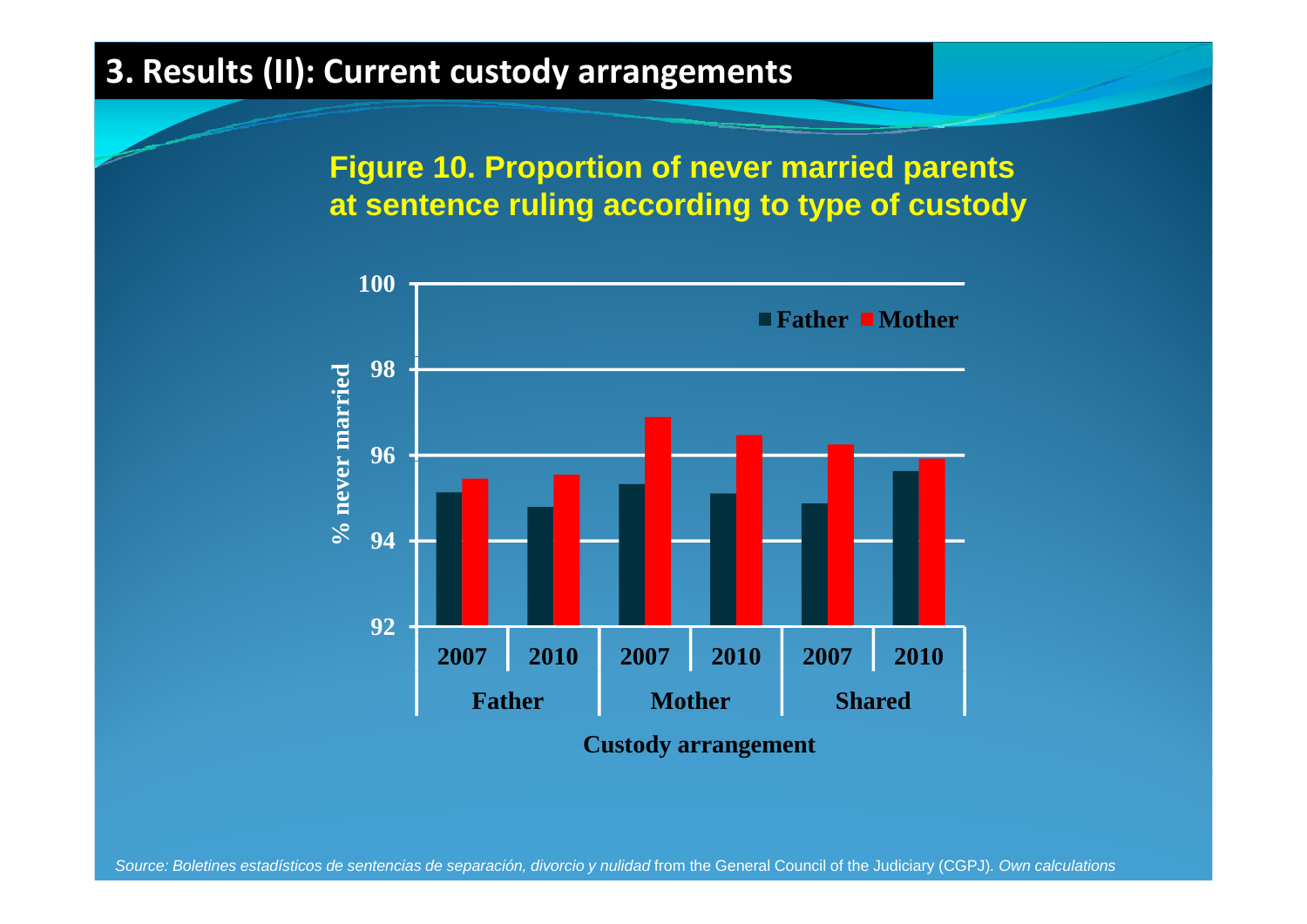# 3. Results (II): Current custody arrangements

**Figure 10. Proportion of never married parents at sentence ruling according to type of custody**

*Source: Boletines estadísticos de sentencias de separación, divorcio y nulidad* from the General Council of the Judiciary (CGPJ). *Own calculations*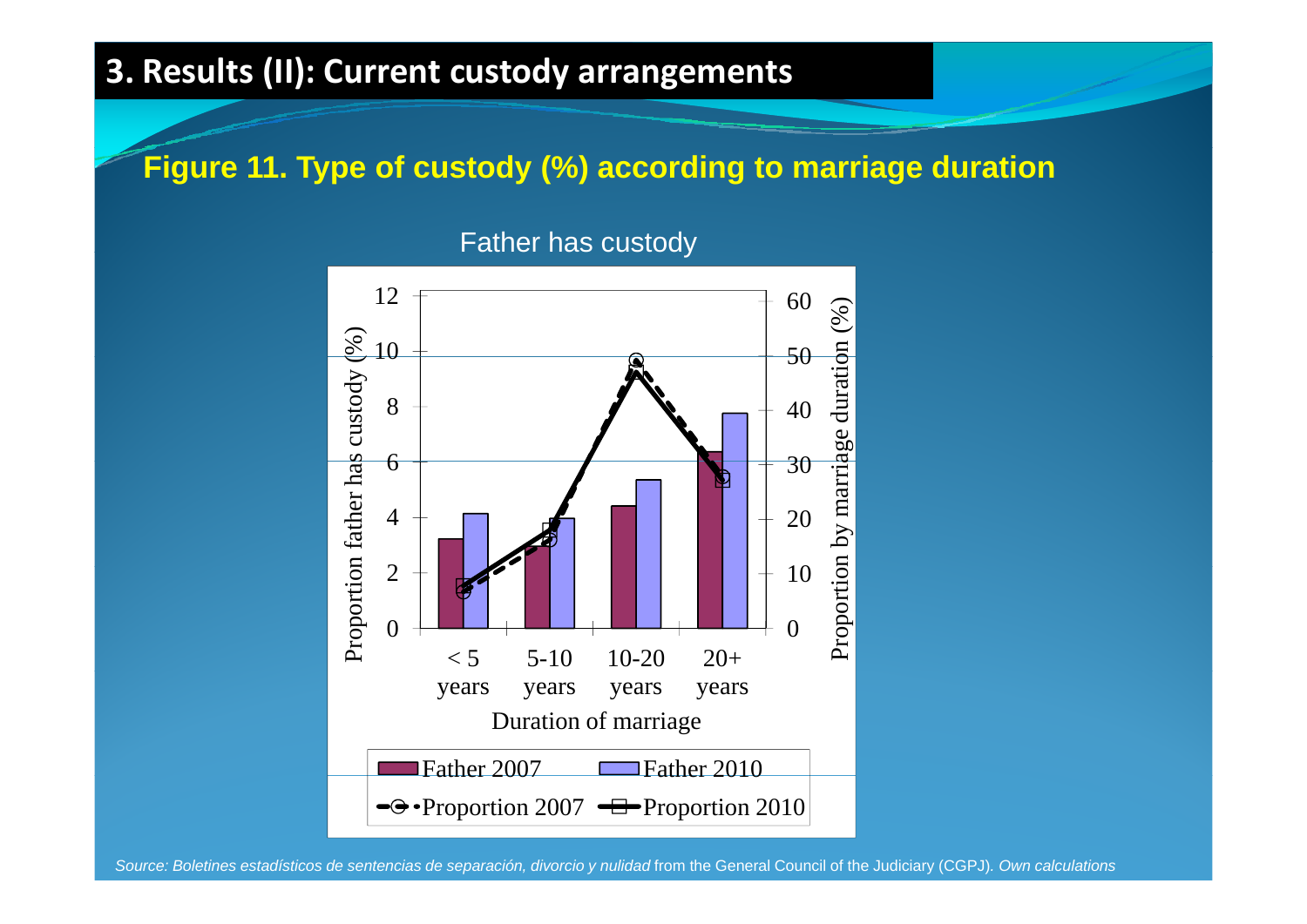# 3. Results (II): Current custody arrangements

**Figure 11. Type of custody (%) according to marriage duration**

Father has custody

Proportion father has custody (%)

Proportion by marriage duration (%)

< 5 years | 5-10 years | 10-20 years | 20+ years

Duration of marriage

Father 2007 | Father 2010 | Proportion 2007 | Proportion 2010

*Source: Boletines estadísticos de sentencias de separación, divorcio y nulidad* from the General Council of the Judiciary (CGPJ). *Own calculations*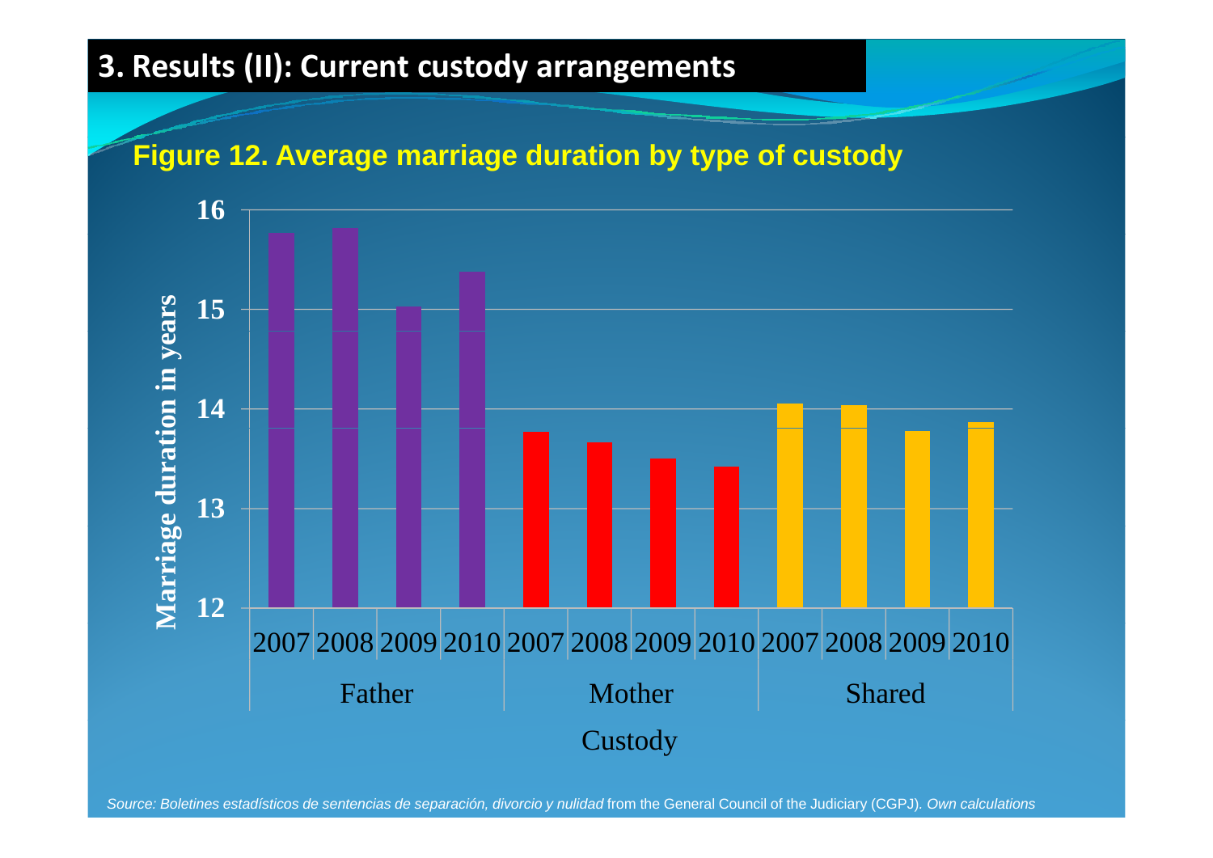# 3. Results (II): Current custody arrangements

**Figure 12. Average marriage duration by type of custody**

*Source: Boletines estadísticos de sentencias de separación, divorcio y nulidad* from the General Council of the Judiciary (CGPJ). *Own calculations*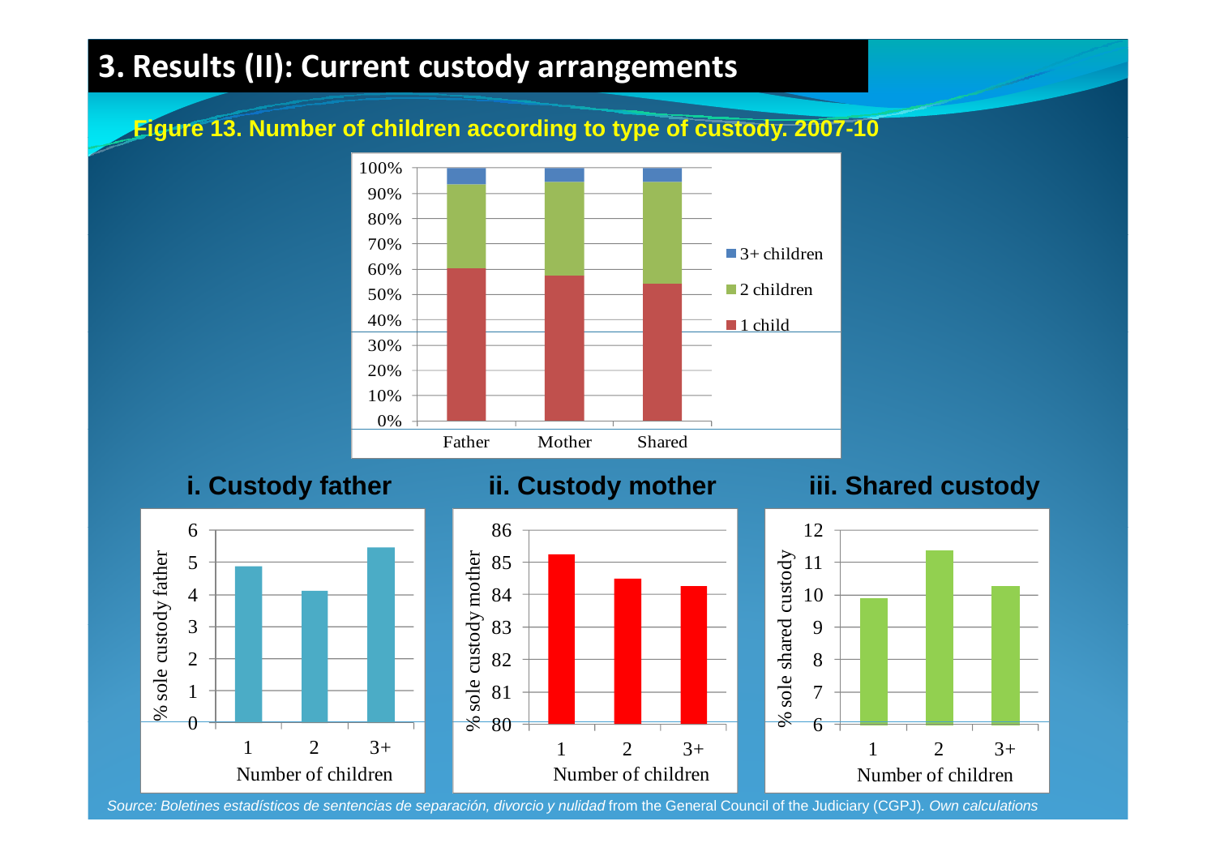# 3. Results (II): Current custody arrangements

**Figure 13. Number of children according to type of custody. 2007-10**

**i. Custody father**

**ii. Custody mother**

**iii. Shared custody**

*Source: Boletines estadísticos de sentencias de separación, divorcio y nulidad* from the General Council of the Judiciary (CGPJ). *Own calculations*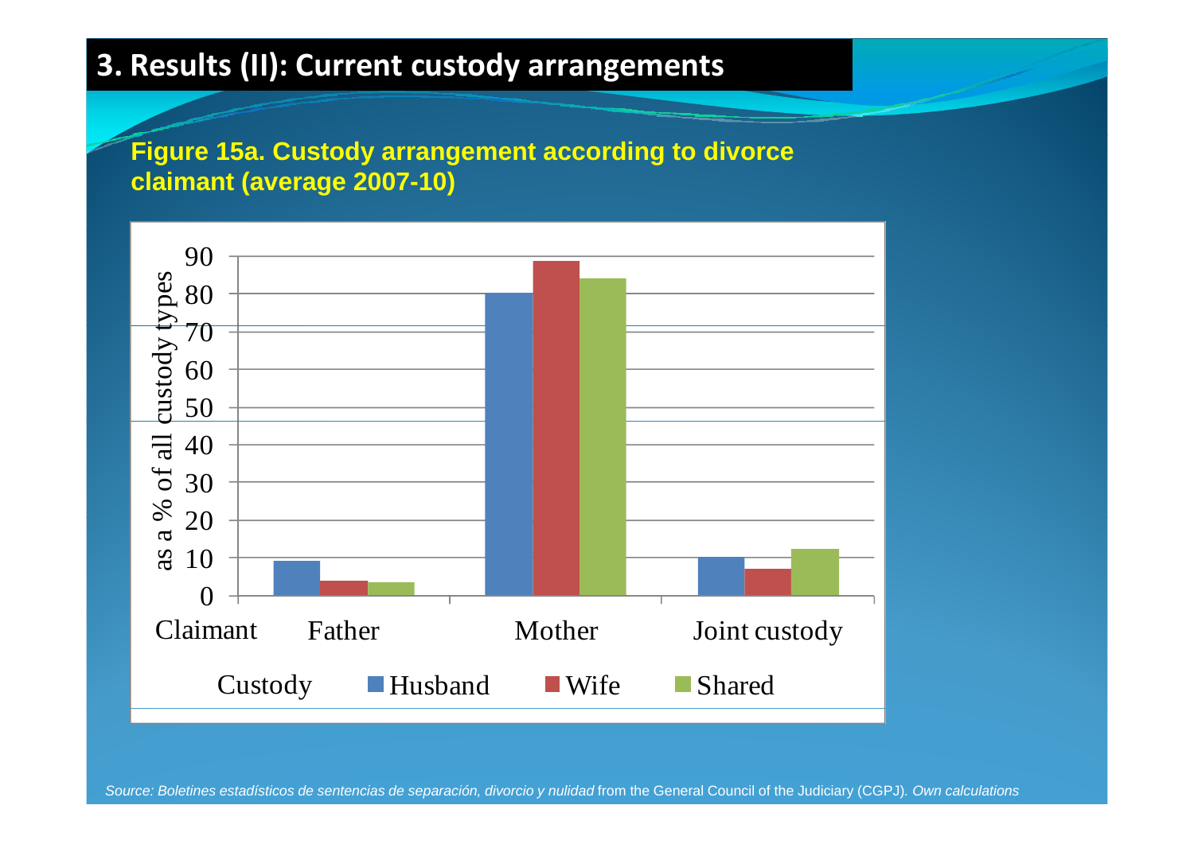# 3. Results (II): Current custody arrangements

**Figure 15a. Custody arrangement according to divorce claimant (average 2007-10)**

*Source: Boletines estadísticos de sentencias de separación, divorcio y nulidad* from the General Council of the Judiciary (CGPJ). *Own calculations*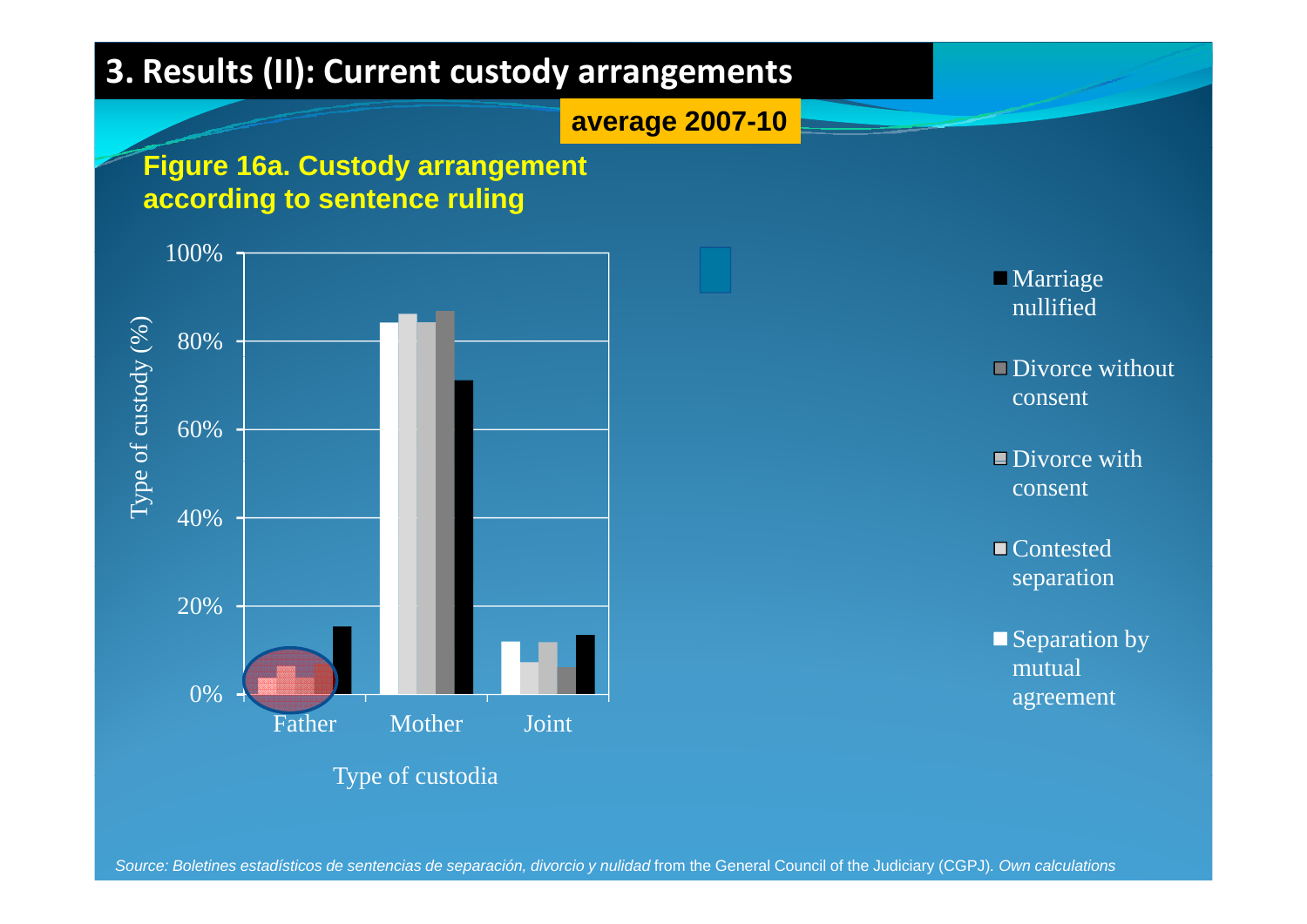# 3. Results (II): Current custody arrangements

**average 2007-10**

**Figure 16a. Custody arrangement according to sentence ruling**

Type of custody (%)

100%
80%
60%
40%
20%
0%

Father | Mother | Joint

Type of custodia

- Marriage nullified
- Divorce without consent
- Divorce with consent
- Contested separation
- Separation by mutual agreement

*Source: Boletines estadísticos de sentencias de separación, divorcio y nulidad* from the General Council of the Judiciary (CGPJ). *Own calculations*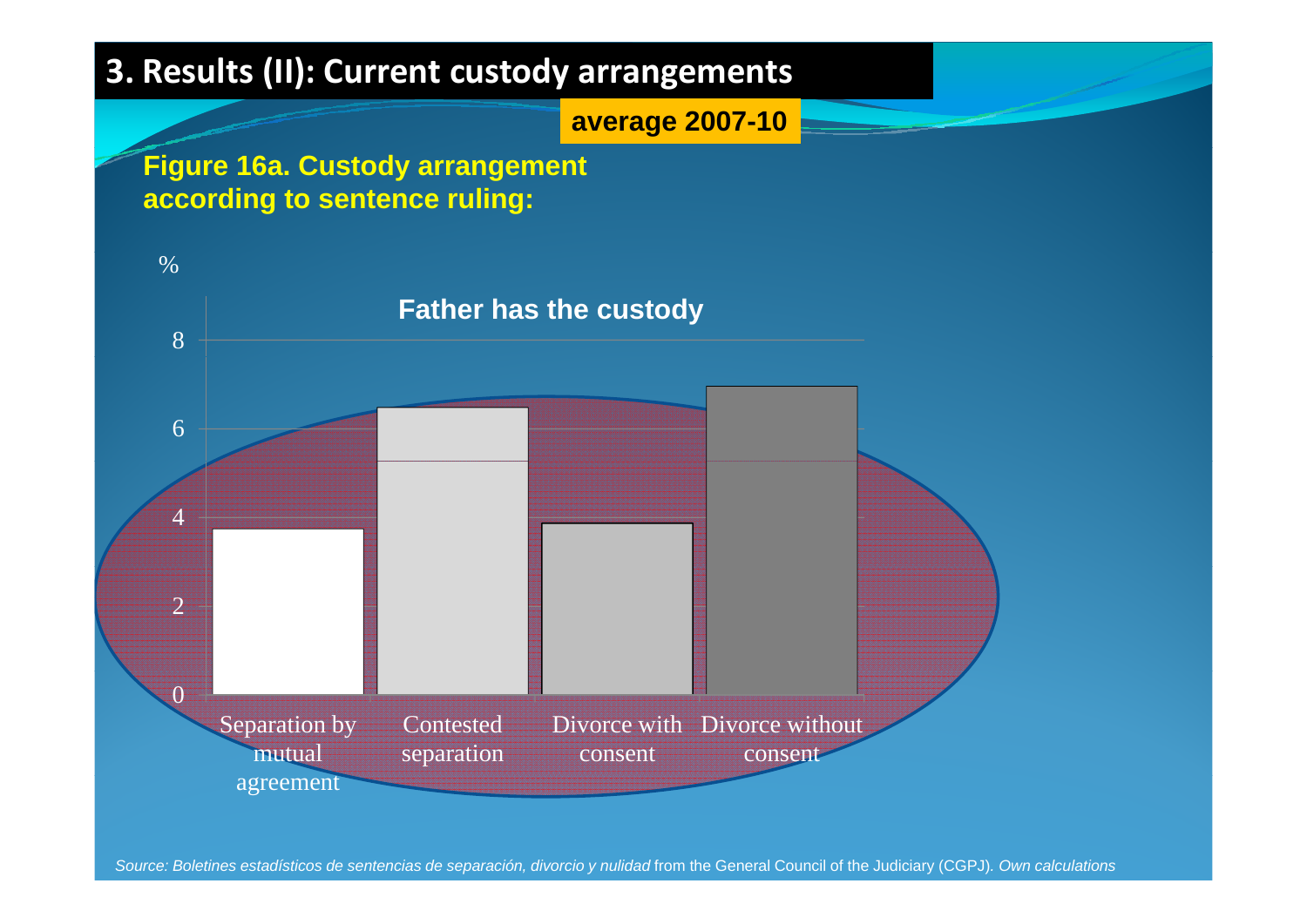# 3. Results (II): Current custody arrangements

**average 2007-10**

**Figure 16a. Custody arrangement according to sentence ruling:**

**Father has the custody**

%

8

6

4

2

0

Separation by mutual agreement | Contested separation | Divorce with consent | Divorce without consent

*Source: Boletines estadísticos de sentencias de separación, divorcio y nulidad* from the General Council of the Judiciary (CGPJ). *Own calculations*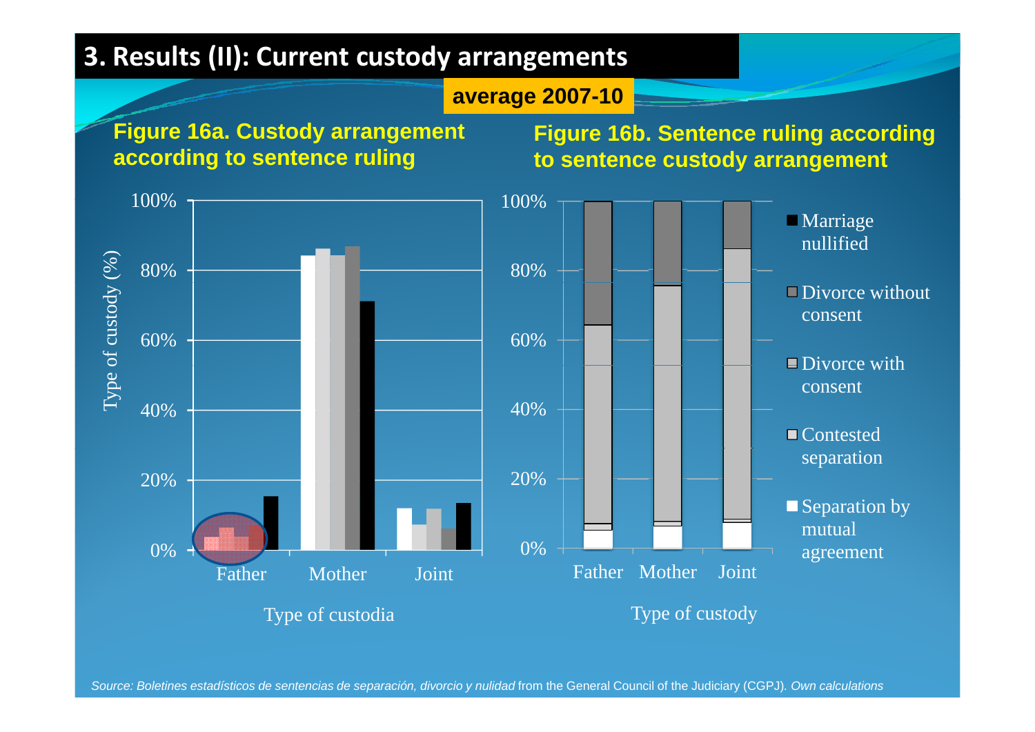# 3. Results (II): Current custody arrangements

**average 2007-10**

**Figure 16a. Custody arrangement according to sentence ruling**

Type of custody (%)

100%
80%
60%
40%
20%
0%

Father Mother Joint

Type of custodia

**Figure 16b. Sentence ruling according to sentence custody arrangement**

100%
80%
60%
40%
20%
0%

Father Mother Joint

Type of custody

- Marriage nullified
- Divorce without consent
- Divorce with consent
- Contested separation
- Separation by mutual agreement

*Source: Boletines estadísticos de sentencias de separación, divorcio y nulidad* from the General Council of the Judiciary (CGPJ). *Own calculations*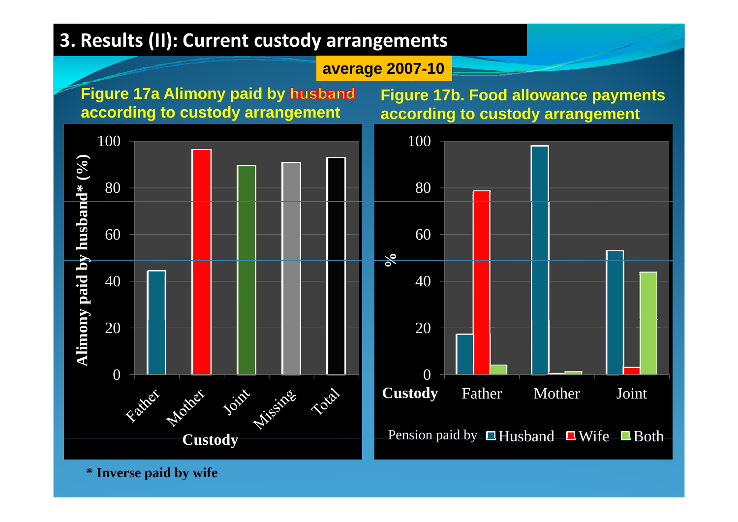# 3. Results (II): Current custody arrangements

**average 2007-10**

**Figure 17a Alimony paid by husband according to custody arrangement**

**Figure 17b. Food allowance payments according to custody arrangement**

**\* Inverse paid by wife**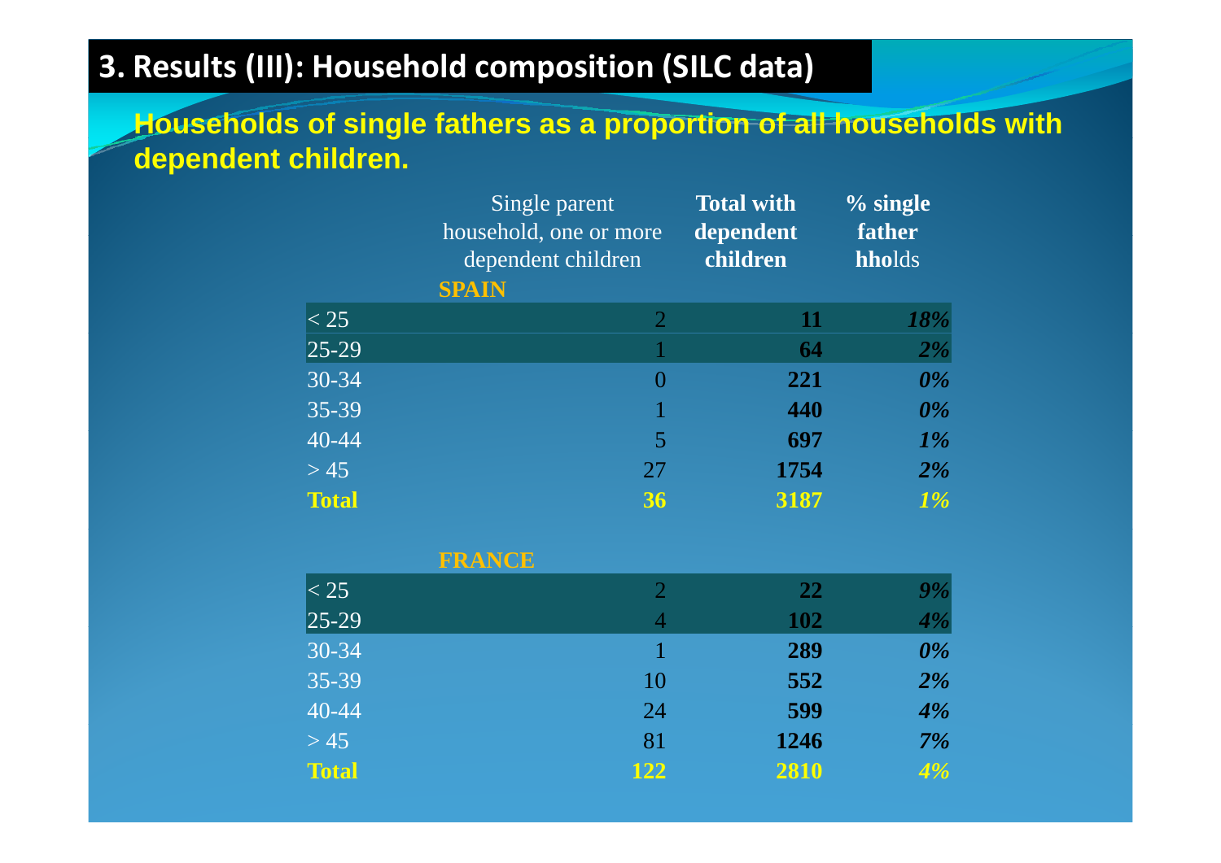# 3. Results (III): Household composition (SILC data)

**Households of single fathers as a proportion of all households with dependent children.**

| | Single parent household, one or more dependent children | **Total with dependent children** | **% single father hholds** |
|---|---|---|---|
| **SPAIN** | | | |
| < 25 | 2 | **11** | ***18%*** |
| 25-29 | 1 | **64** | ***2%*** |
| 30-34 | 0 | **221** | ***0%*** |
| 35-39 | 1 | **440** | ***0%*** |
| 40-44 | 5 | **697** | ***1%*** |
| > 45 | 27 | **1754** | ***2%*** |
| **Total** | **36** | **3187** | ***1%*** |
| **FRANCE** | | | |
| < 25 | 2 | **22** | ***9%*** |
| 25-29 | 4 | **102** | ***4%*** |
| 30-34 | 1 | **289** | ***0%*** |
| 35-39 | 10 | **552** | ***2%*** |
| 40-44 | 24 | **599** | ***4%*** |
| > 45 | 81 | **1246** | ***7%*** |
| **Total** | **122** | **2810** | ***4%*** |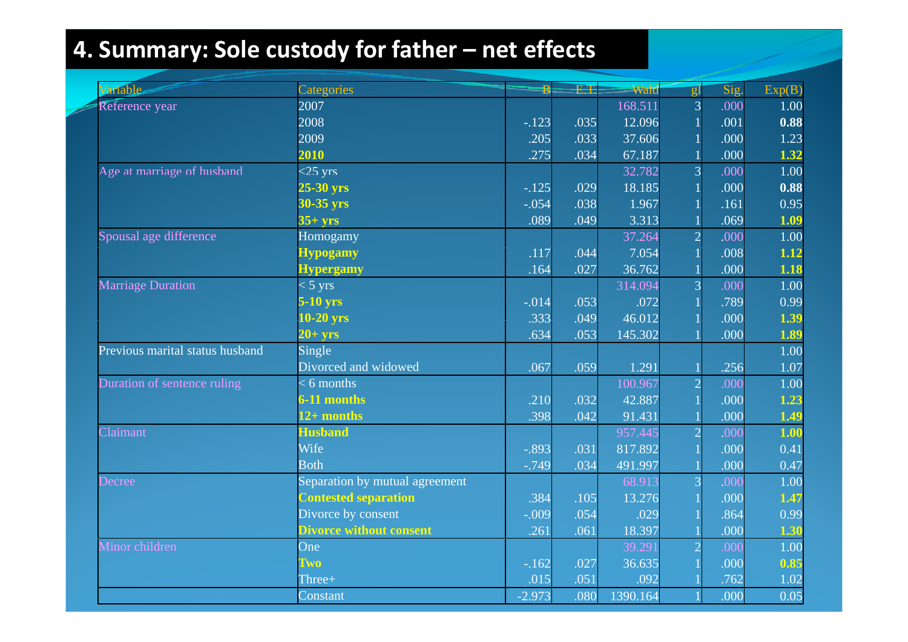# 4. Summary: Sole custody for father – net effects

| Variable | Categories | B | E.T. | Wald | gl | Sig. | Exp(B) |
|---|---|---|---|---|---|---|---|
| Reference year | 2007 | | | 168.511 | 3 | .000 | 1.00 |
| | 2008 | -.123 | .035 | 12.096 | 1 | .001 | **0.88** |
| | 2009 | .205 | .033 | 37.606 | 1 | .000 | 1.23 |
| | **2010** | .275 | .034 | 67.187 | 1 | .000 | **1.32** |
| Age at marriage of husband | <25 yrs | | | 32.782 | 3 | .000 | 1.00 |
| | **25-30 yrs** | -.125 | .029 | 18.185 | 1 | .000 | **0.88** |
| | **30-35 yrs** | -.054 | .038 | 1.967 | 1 | .161 | 0.95 |
| | **35+ yrs** | .089 | .049 | 3.313 | 1 | .069 | **1.09** |
| Spousal age difference | Homogamy | | | 37.264 | 2 | .000 | 1.00 |
| | **Hypogamy** | .117 | .044 | 7.054 | 1 | .008 | **1.12** |
| | **Hypergamy** | .164 | .027 | 36.762 | 1 | .000 | **1.18** |
| Marriage Duration | < 5 yrs | | | 314.094 | 3 | .000 | 1.00 |
| | **5-10 yrs** | -.014 | .053 | .072 | 1 | .789 | 0.99 |
| | **10-20 yrs** | .333 | .049 | 46.012 | 1 | .000 | **1.39** |
| | **20+ yrs** | .634 | .053 | 145.302 | 1 | .000 | **1.89** |
| Previous marital status husband | Single | | | | | | 1.00 |
| | Divorced and widowed | .067 | .059 | 1.291 | 1 | .256 | 1.07 |
| Duration of sentence ruling | < 6 months | | | 100.967 | 2 | .000 | 1.00 |
| | **6-11 months** | .210 | .032 | 42.887 | 1 | .000 | **1.23** |
| | **12+ months** | .398 | .042 | 91.431 | 1 | .000 | **1.49** |
| Claimant | **Husband** | | | 957.445 | 2 | .000 | **1.00** |
| | Wife | -.893 | .031 | 817.892 | 1 | .000 | 0.41 |
| | Both | -.749 | .034 | 491.997 | 1 | .000 | 0.47 |
| Decree | Separation by mutual agreement | | | 68.913 | 3 | .000 | 1.00 |
| | **Contested separation** | .384 | .105 | 13.276 | 1 | .000 | **1.47** |
| | Divorce by consent | -.009 | .054 | .029 | 1 | .864 | 0.99 |
| | **Divorce without consent** | .261 | .061 | 18.397 | 1 | .000 | **1.30** |
| Minor children | One | | | 39.291 | 2 | .000 | 1.00 |
| | **Two** | -.162 | .027 | 36.635 | 1 | .000 | **0.85** |
| | Three+ | .015 | .051 | .092 | 1 | .762 | 1.02 |
| | Constant | -2.973 | .080 | 1390.164 | 1 | .000 | 0.05 |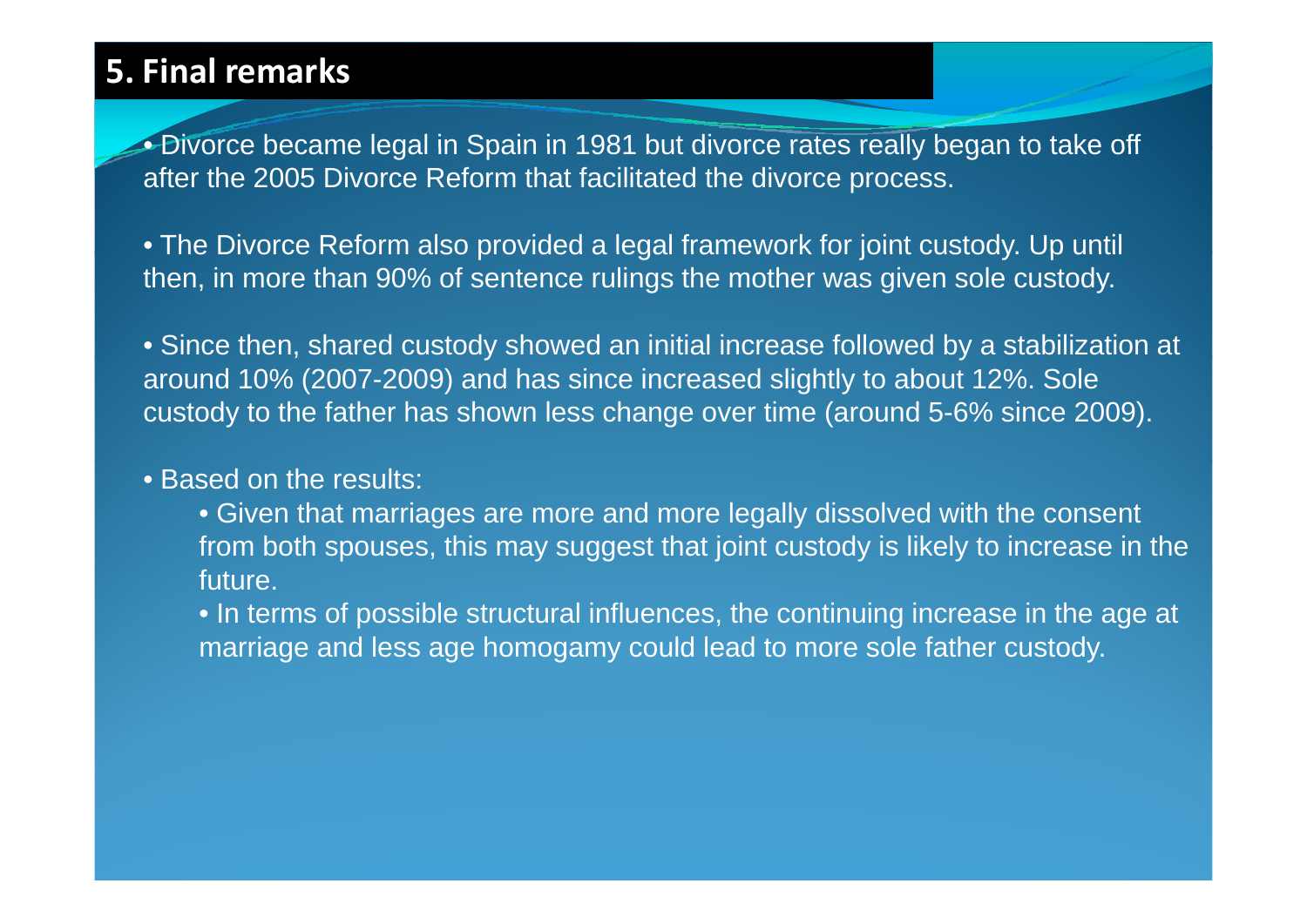## 5. Final remarks

- Divorce became legal in Spain in 1981 but divorce rates really began to take off after the 2005 Divorce Reform that facilitated the divorce process.

- The Divorce Reform also provided a legal framework for joint custody. Up until then, in more than 90% of sentence rulings the mother was given sole custody.

- Since then, shared custody showed an initial increase followed by a stabilization at around 10% (2007-2009) and has since increased slightly to about 12%. Sole custody to the father has shown less change over time (around 5-6% since 2009).

- Based on the results:
  - Given that marriages are more and more legally dissolved with the consent from both spouses, this may suggest that joint custody is likely to increase in the future.
  - In terms of possible structural influences, the continuing increase in the age at marriage and less age homogamy could lead to more sole father custody.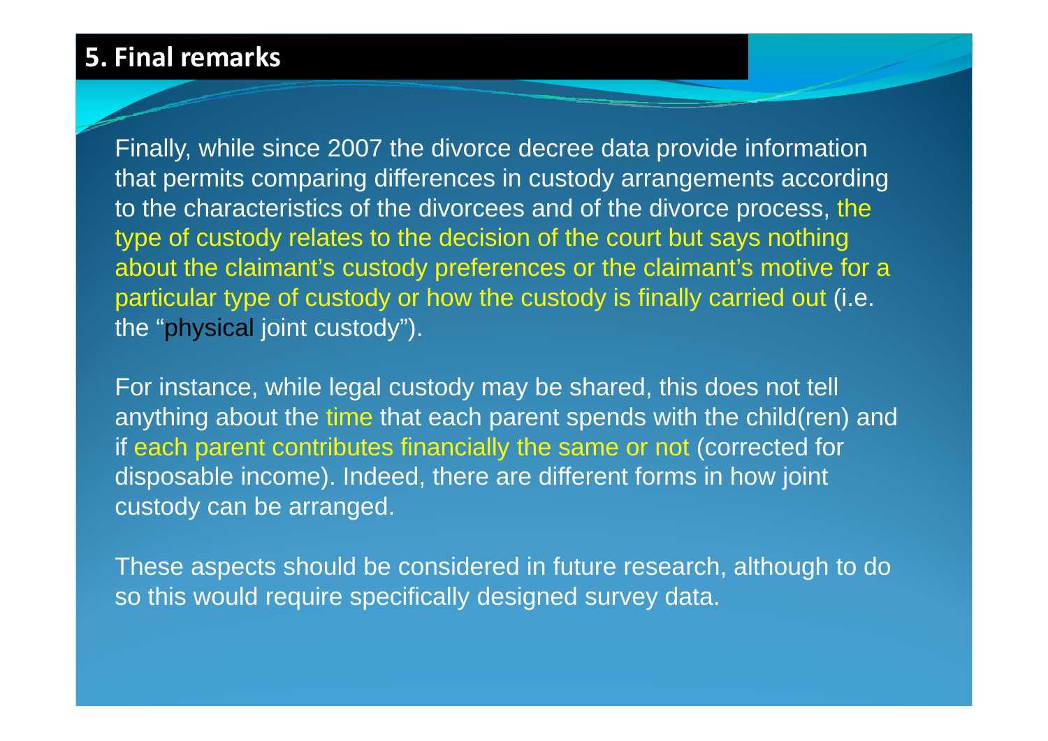## 5. Final remarks

Finally, while since 2007 the divorce decree data provide information that permits comparing differences in custody arrangements according to the characteristics of the divorcees and of the divorce process, the type of custody relates to the decision of the court but says nothing about the claimant's custody preferences or the claimant's motive for a particular type of custody or how the custody is finally carried out (i.e. the "physical joint custody").

For instance, while legal custody may be shared, this does not tell anything about the time that each parent spends with the child(ren) and if each parent contributes financially the same or not (corrected for disposable income). Indeed, there are different forms in how joint custody can be arranged.

These aspects should be considered in future research, although to do so this would require specifically designed survey data.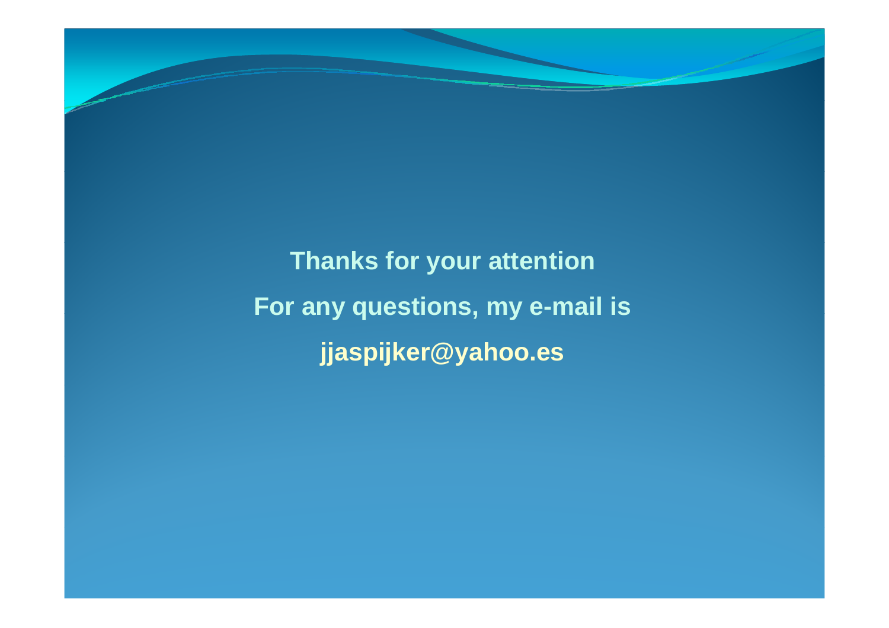**Thanks for your attention**

**For any questions, my e-mail is**

**jjaspijker@yahoo.es**